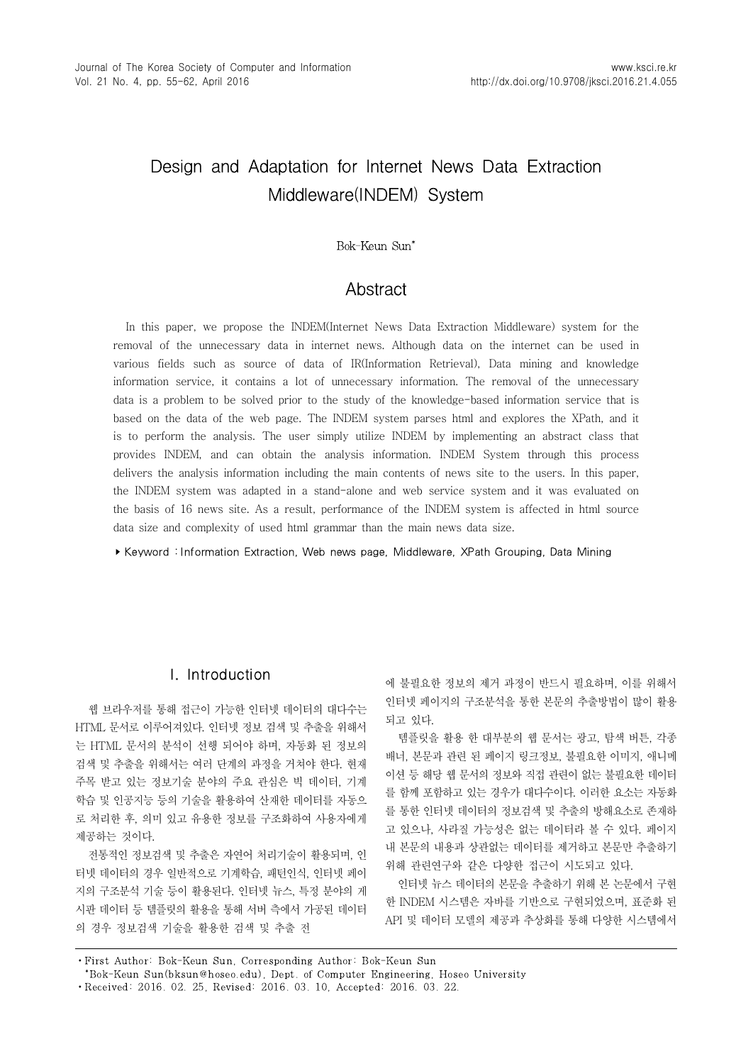# Design and Adaptation for Internet News Data Extraction Middleware(INDEM) System

Bok-Keun Sun*

## Abstract

In this paper, we propose the INDEM(Internet News Data Extraction Middleware) system for the removal of the unnecessary data in internet news. Although data on the internet can be used in various fields such as source of data of IR(Information Retrieval), Data mining and knowledge information service, it contains a lot of unnecessary information. The removal of the unnecessary data is a problem to be solved prior to the study of the knowledge-based information service that is based on the data of the web page. The INDEM system parses html and explores the XPath, and it is to perform the analysis. The user simply utilize INDEM by implementing an abstract class that provides INDEM, and can obtain the analysis information. INDEM System through this process delivers the analysis information including the main contents of news site to the users. In this paper, the INDEM system was adapted in a stand-alone and web service system and it was evaluated on the basis of 16 news site. As a result, performance of the INDEM system is affected in html source data size and complexity of used html grammar than the main news data size.

▸ Keyword : Information Extraction, Web news page, Middleware, XPath Grouping, Data Mining

## I. Introduction

웹 브라우저를 통해 접근이 가능한 인터넷 데이터의 대다수는 HTML 문서로 이루어져있다. 인터넷 정보 검색 및 추출을 위해서는 HTML 문서의 분석이 선행 되어야 하며, 자동화 된 정보의 검색 및 추출을 위해서는 여러 단계의 과정을 거쳐야 한다. 현재 주목 받고 있는 정보기술 분야의 주요 관심은 빅 데이터, 기계 학습 및 인공지능 등의 기술을 활용하여 산재한 데이터를 자동으로 처리한 후, 의미 있고 유용한 정보를 구조화하여 사용자에게 제공하는 것이다.

전통적인 정보검색 및 추출은 자연어 처리기술이 활용되며, 인터넷 데이터의 경우 일반적으로 기계학습, 패턴인식, 인터넷 페이지의 구조분석 기술 등이 활용된다. 인터넷 뉴스, 특정 분야의 게시판 데이터 등 템플릿의 활용을 통해 서버 측에서 가공된 데이터의 경우 정보검색 기술을 활용한 검색 및 추출 전에 불필요한 정보의 제거 과정이 반드시 필요하며, 이를 위해서 인터넷 페이지의 구조분석을 통한 본문의 추출방법이 많이 활용되고 있다.

템플릿을 활용 한 대부분의 웹 문서는 광고, 탐색 버튼, 각종 배너, 본문과 관련 된 페이지 링크정보, 불필요한 이미지, 애니메이션 등 해당 웹 문서의 정보와 직접 관련이 없는 불필요한 데이터를 함께 포함하고 있는 경우가 대다수이다. 이러한 요소는 자동화를 통한 인터넷 데이터의 정보검색 및 추출의 방해요소로 존재하고 있으나, 사라질 가능성은 없는 데이터라 볼 수 있다. 페이지 내 본문의 내용과 상관없는 데이터를 제거하고 본문만 추출하기 위해 관련연구와 같은 다양한 접근이 시도되고 있다.

인터넷 뉴스 데이터의 본문을 추출하기 위해 본 논문에서 구현한 INDEM 시스템은 자바를 기반으로 구현되었으며, 표준화 된 API 및 데이터 모델의 제공과 추상화를 통해 다양한 시스템에서

---

• First Author: Bok-Keun Sun, Corresponding Author: Bok-Keun Sun
*Bok-Keun Sun(bksun@hoseo.edu), Dept. of Computer Engineering, Hoseo University
• Received: 2016. 02. 25, Revised: 2016. 03. 10, Accepted: 2016. 03. 22.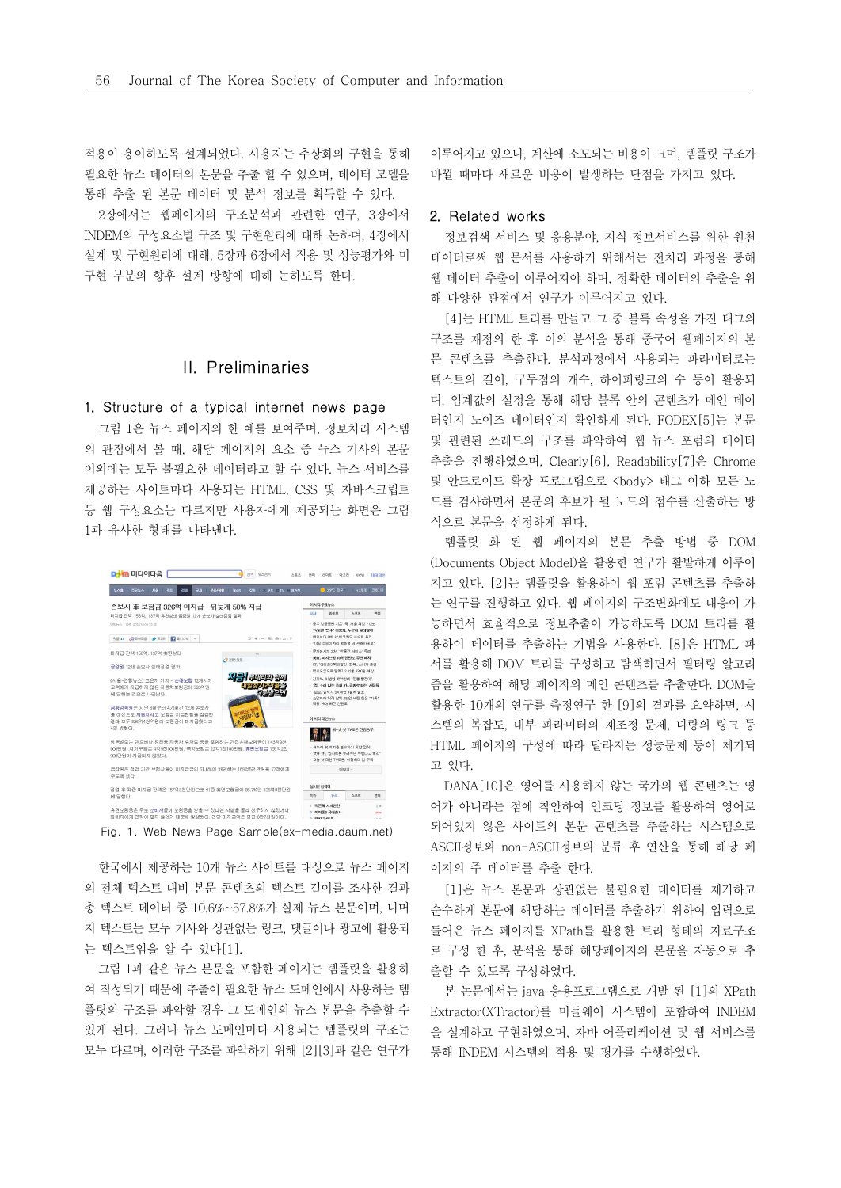적용이 용이하도록 설계되었다. 사용자는 추상화의 구현을 통해 필요한 뉴스 데이터의 본문을 추출 할 수 있으며, 데이터 모델을 통해 추출 된 본문 데이터 및 분석 정보를 획득할 수 있다.

2장에서는 웹페이지의 구조분석과 관련한 연구, 3장에서 INDEM의 구성요소별 구조 및 구현원리에 대해 논하며, 4장에서 설계 및 구현원리에 대해, 5장과 6장에서 적용 및 성능평가와 미구현 부분의 향후 설계 방향에 대해 논하도록 한다.

## II. Preliminaries

### 1. Structure of a typical internet news page

그림 1은 뉴스 페이지의 한 예를 보여주며, 정보처리 시스템의 관점에서 볼 때, 해당 페이지의 요소 중 뉴스 기사의 본문 이외에는 모두 불필요한 데이터라고 할 수 있다. 뉴스 서비스를 제공하는 사이트마다 사용되는 HTML, CSS 및 자바스크립트 등 웹 구성요소는 다르지만 사용자에게 제공되는 화면은 그림 1과 유사한 형태를 나타낸다.

Fig. 1. Web News Page Sample(ex-media.daum.net)

한국에서 제공하는 10개 뉴스 사이트를 대상으로 뉴스 페이지의 전체 텍스트 대비 본문 콘텐츠의 텍스트 길이를 조사한 결과 총 텍스트 데이터 중 10.6%~57.8%가 실제 뉴스 본문이며, 나머지 텍스트는 모두 기사와 상관없는 링크, 댓글이나 광고에 활용되는 텍스트임을 알 수 있다[1].

그림 1과 같은 뉴스 본문을 포함한 페이지는 템플릿을 활용하여 작성되기 때문에 추출이 필요한 뉴스 도메인에서 사용하는 템플릿의 구조를 파악할 경우 그 도메인의 뉴스 본문을 추출할 수 있게 된다. 그러나 뉴스 도메인마다 사용되는 템플릿의 구조는 모두 다르며, 이러한 구조를 파악하기 위해 [2][3]과 같은 연구가 이루어지고 있으나, 계산에 소모되는 비용이 크며, 템플릿 구조가 바뀔 때마다 새로운 비용이 발생하는 단점을 가지고 있다.

### 2. Related works

정보검색 서비스 및 응용분야, 지식 정보서비스를 위한 원천 데이터로써 웹 문서를 사용하기 위해서는 전처리 과정을 통해 웹 데이터 추출이 이루어져야 하며, 정확한 데이터의 추출을 위해 다양한 관점에서 연구가 이루어지고 있다.

[4]는 HTML 트리를 만들고 그 중 블록 속성을 가진 태그의 구조를 재정의 한 후 이의 분석을 통해 중국어 웹페이지의 본문 콘텐츠를 추출한다. 분석과정에서 사용되는 파라미터로는 텍스트의 길이, 구두점의 개수, 하이퍼링크의 수 등이 활용되며, 임계값의 설정을 통해 해당 블록 안의 콘텐츠가 메인 데이터인지 노이즈 데이터인지 확인하게 된다. FODEX[5]는 본문 및 관련된 쓰레드의 구조를 파악하여 웹 뉴스 포럼의 데이터 추출을 진행하였으며, Clearly[6], Readability[7]은 Chrome 및 안드로이드 확장 프로그램으로 <body> 태그 이하 모든 노드를 검사하면서 본문의 후보가 될 노드의 점수를 산출하는 방식으로 본문을 선정하게 된다.

템플릿 화 된 웹 페이지의 본문 추출 방법 중 DOM (Documents Object Model)을 활용한 연구가 활발하게 이루어지고 있다. [2]는 템플릿을 활용하여 웹 포럼 콘텐츠를 추출하는 연구를 진행하고 있다. 웹 페이지의 구조변화에도 대응이 가능하면서 효율적으로 정보추출이 가능하도록 DOM 트리를 활용하여 데이터를 추출하는 기법을 사용한다. [8]은 HTML 파서를 활용해 DOM 트리를 구성하고 탐색하면서 필터링 알고리즘을 활용하여 해당 페이지의 메인 콘텐츠를 추출한다. DOM을 활용한 10개의 연구를 측정연구 한 [9]의 결과를 요약하면, 시스템의 복잡도, 내부 파라미터의 재조정 문제, 다량의 링크 등 HTML 페이지의 구성에 따라 달라지는 성능문제 등이 제기되고 있다.

DANA[10]은 영어를 사용하지 않는 국가의 웹 콘텐츠는 영어가 아니라는 점에 착안하여 인코딩 정보를 활용하여 영어로 되어있지 않은 사이트의 본문 콘텐츠를 추출하는 시스템으로 ASCII정보와 non-ASCII정보의 분류 후 연산을 통해 해당 페이지의 주 데이터를 추출 한다.

[1]은 뉴스 본문과 상관없는 불필요한 데이터를 제거하고 순수하게 본문에 해당하는 데이터를 추출하기 위하여 입력으로 들어온 뉴스 페이지를 XPath를 활용한 트리 형태의 자료구조로 구성 한 후, 분석을 통해 해당페이지의 본문을 자동으로 추출할 수 있도록 구성하였다.

본 논문에서는 java 응용프로그램으로 개발 된 [1]의 XPath Extractor(XTractor)를 미들웨어 시스템에 포함하여 INDEM을 설계하고 구현하였으며, 자바 어플리케이션 및 웹 서비스를 통해 INDEM 시스템의 적용 및 평가를 수행하였다.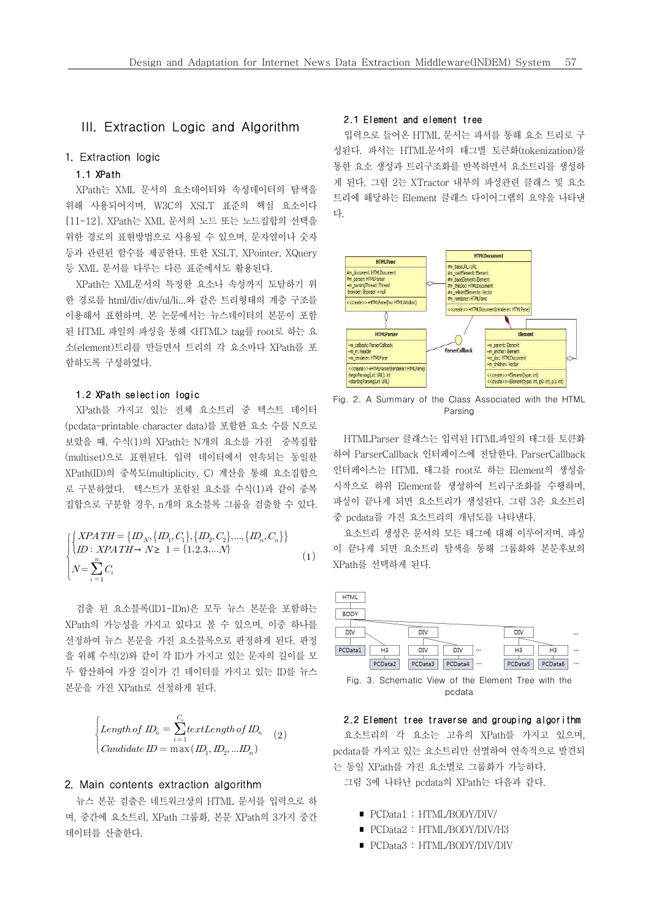## III. Extraction Logic and Algorithm

### 1. Extraction logic

#### 1.1 XPath

XPath는 XML 문서의 요소데이터와 속성데이터의 탐색을 위해 사용되어지며, W3C의 XSLT 표준의 핵심 요소이다 [11-12]. XPath는 XML 문서의 노드 또는 노드집합의 선택을 위한 경로의 표현방법으로 사용될 수 있으며, 문자열이나 숫자 등과 관련된 함수를 제공한다. 또한 XSLT, XPointer, XQuery 등 XML 문서를 다루는 다른 표준에서도 활용된다.

XPath는 XML문서의 특정한 요소나 속성까지 도달하기 위한 경로를 html/div/div/ul/li...와 같은 트리형태의 계층 구조를 이용해서 표현하며, 본 논문에서는 뉴스데이터의 본문이 포함된 HTML 파일의 파싱을 통해 <HTML> tag를 root로 하는 요소(element)트리를 만들면서 트리의 각 요소마다 XPath를 포함하도록 구성하였다.

#### 1.2 XPath selection logic

XPath를 가지고 있는 전체 요소트리 중 텍스트 데이터(pcdata-printable character data)를 포함한 요소 수를 N으로 보았을 때, 수식(1)의 XPath는 N개의 요소를 가진 중복집합(multiset)으로 표현된다. 입력 데이터에서 연속되는 동일한 XPath(ID)의 중복도(multiplicity, C) 계산을 통해 요소집합으로 구분하였다. 텍스트가 포함된 요소를 수식(1)과 같이 중복집합으로 구분할 경우, n개의 요소블록 그룹을 검출할 수 있다.

$$\begin{cases} XPATH = \{ID_N, \{ID_1, C_1\}, \{ID_2, C_2\}, ..., \{ID_n, C_n\}\} \\ ID : XPATH \rightarrow N \geq 1 = \{1, 2, 3, ... N\} \\ N = \sum_{i=1}^{n} C_i \end{cases} \quad (1)$$

검출 된 요소블록(ID1-IDn)은 모두 뉴스 본문을 포함하는 XPath의 가능성을 가지고 있다고 볼 수 있으며, 이중 하나를 선정하여 뉴스 본문을 가진 요소블록으로 판정하게 된다. 판정을 위해 수식(2)와 같이 각 ID가 가지고 있는 문자의 길이를 모두 합산하여 가장 길이가 긴 데이터를 가지고 있는 ID를 뉴스 본문을 가진 XPath로 선정하게 된다.

$$\begin{cases} Length\,of\,ID_n = \sum_{i=1}^{C_n} textLength\,of\,ID_n \\ Candidate\,ID = \max(ID_1, ID_2, ...ID_n) \end{cases} \quad (2)$$

### 2. Main contents extraction algorithm

뉴스 본문 검출은 네트워크상의 HTML 문서를 입력으로 하며, 중간에 요소트리, XPath 그룹화, 본문 XPath의 3가지 중간 데이터를 산출한다.

#### 2.1 Element and element tree

입력으로 들어온 HTML 문서는 파서를 통해 요소 트리로 구성된다. 파서는 HTML문서의 태그별 토큰화(tokenization)를 통한 요소 생성과 트리구조화를 반복하면서 요소트리를 생성하게 된다. 그림 2는 XTractor 내부의 파싱관련 클래스 및 요소트리에 해당하는 Element 클래스 다이어그램의 요약을 나타낸다.

Fig. 2. A Summary of the Class Associated with the HTML Parsing

HTMLParser 클래스는 입력된 HTML파일의 태그를 토큰화하여 ParserCallback 인터페이스에 전달한다. ParserCallback 인터페이스는 HTML 태그를 root로 하는 Element의 생성을 시작으로 하위 Element를 생성하여 트리구조화를 수행하며, 파싱이 끝나게 되면 요소트리가 생성된다. 그림 3은 요소트리 중 pcdata를 가진 요소트리의 개념도를 나타낸다.

요소트리 생성은 문서의 모든 태그에 대해 이루어지며, 파싱이 끝나게 되면 요소트리 탐색을 통해 그룹화와 본문후보의 XPath를 선택하게 된다.

Fig. 3. Schematic View of the Element Tree with the pcdata

#### 2.2 Element tree traverse and grouping algorithm

요소트리의 각 요소는 고유의 XPath를 가지고 있으며, pcdata를 가지고 있는 요소트리만 선별하여 연속적으로 발견되는 동일 XPath를 가진 요소별로 그룹화가 가능하다.

그림 3에 나타난 pcdata의 XPath는 다음과 같다.

- PCData1 : HTML/BODY/DIV/
- PCData2 : HTML/BODY/DIV/H3
- PCData3 : HTML/BODY/DIV/DIV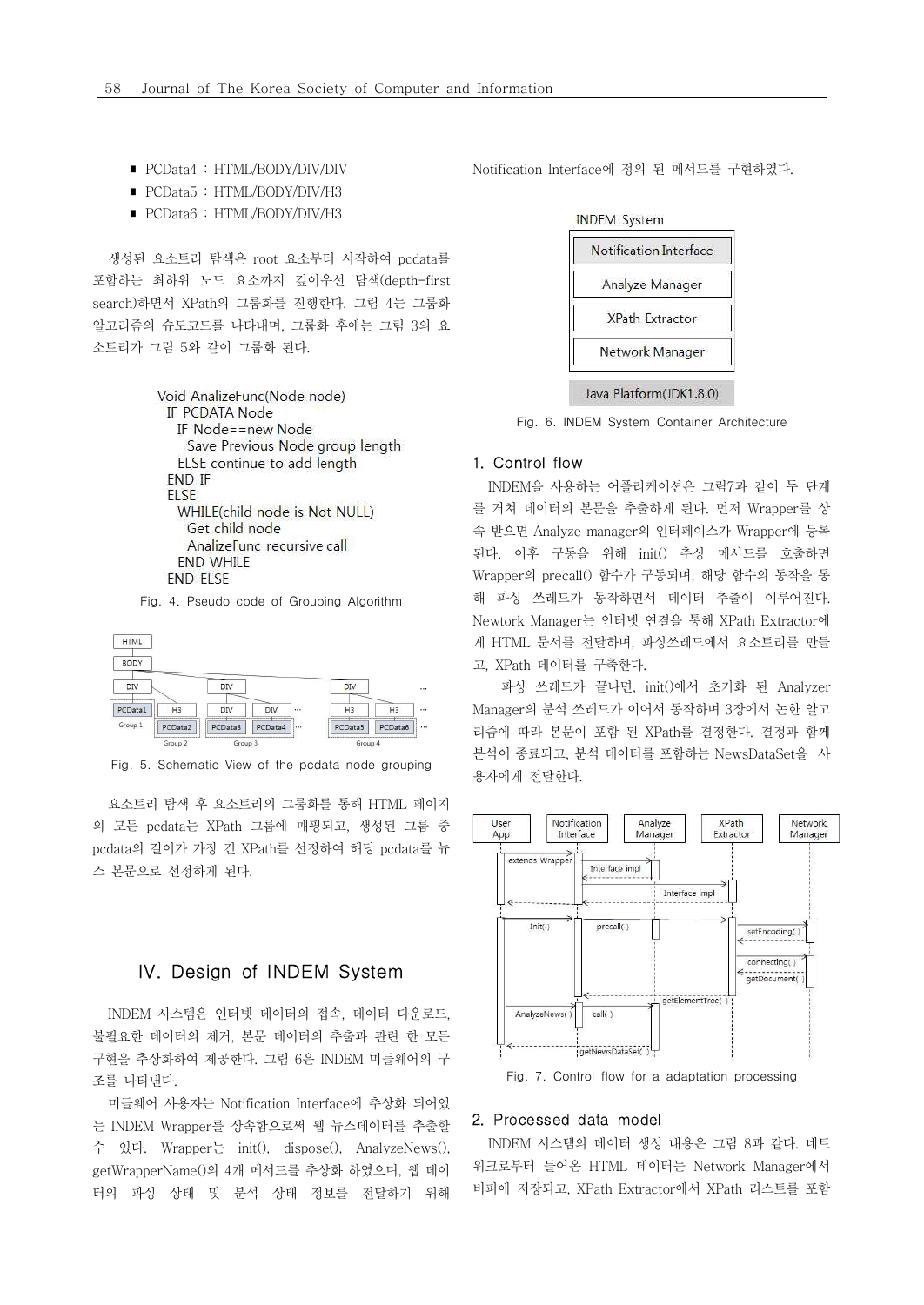- PCData4 : HTML/BODY/DIV/DIV
- PCData5 : HTML/BODY/DIV/H3
- PCData6 : HTML/BODY/DIV/H3

생성된 요소트리 탐색은 root 요소부터 시작하여 pcdata를 포함하는 최하위 노드 요소까지 깊이우선 탐색(depth-first search)하면서 XPath의 그룹화를 진행한다. 그림 4는 그룹화 알고리즘의 슈도코드를 나타내며, 그룹화 후에는 그림 3의 요소트리가 그림 5와 같이 그룹화 된다.

```
Void AnalizeFunc(Node node)
  IF PCDATA Node
    IF Node==new Node
      Save Previous Node group length
    ELSE continue to add length
  END IF
  ELSE
    WHILE(child node is Not NULL)
      Get child node
      AnalizeFunc recursive call
    END WHILE
  END ELSE
```

Fig. 4. Pseudo code of Grouping Algorithm

Fig. 5. Schematic View of the pcdata node grouping

요소트리 탐색 후 요소트리의 그룹화를 통해 HTML 페이지의 모든 pcdata는 XPath 그룹에 매핑되고, 생성된 그룹 중 pcdata의 길이가 가장 긴 XPath를 선정하여 해당 pcdata를 뉴스 본문으로 선정하게 된다.

## IV. Design of INDEM System

INDEM 시스템은 인터넷 데이터의 접속, 데이터 다운로드, 불필요한 데이터의 제거, 본문 데이터의 추출과 관련 한 모든 구현을 추상화하여 제공한다. 그림 6은 INDEM 미들웨어의 구조를 나타낸다.

미들웨어 사용자는 Notification Interface에 추상화 되어있는 INDEM Wrapper를 상속함으로써 웹 뉴스데이터를 추출할 수 있다. Wrapper는 init(), dispose(), AnalyzeNews(), getWrapperName()의 4개 메서드를 추상화 하였으며, 웹 데이터의 파싱 상태 및 분석 상태 정보를 전달하기 위해 Notification Interface에 정의 된 메서드를 구현하였다.

Fig. 6. INDEM System Container Architecture

### 1. Control flow

INDEM을 사용하는 어플리케이션은 그림7과 같이 두 단계를 거쳐 데이터의 본문을 추출하게 된다. 먼저 Wrapper를 상속 받으면 Analyze manager의 인터페이스가 Wrapper에 등록된다. 이후 구동을 위해 init() 추상 메서드를 호출하면 Wrapper의 precall() 함수가 구동되며, 해당 함수의 동작을 통해 파싱 쓰레드가 동작하면서 데이터 추출이 이루어진다. Newtork Manager는 인터넷 연결을 통해 XPath Extractor에게 HTML 문서를 전달하며, 파싱쓰레드에서 요소트리를 만들고, XPath 데이터를 구축한다.

파싱 쓰레드가 끝나면, init()에서 초기화 된 Analyzer Manager의 분석 쓰레드가 이어서 동작하며 3장에서 논한 알고리즘에 따라 본문이 포함 된 XPath를 결정한다. 결정과 함께 분석이 종료되고, 분석 데이터를 포함하는 NewsDataSet을 사용자에게 전달한다.

Fig. 7. Control flow for a adaptation processing

### 2. Processed data model

INDEM 시스템의 데이터 생성 내용은 그림 8과 같다. 네트워크로부터 들어온 HTML 데이터는 Network Manager에서 버퍼에 저장되고, XPath Extractor에서 XPath 리스트를 포함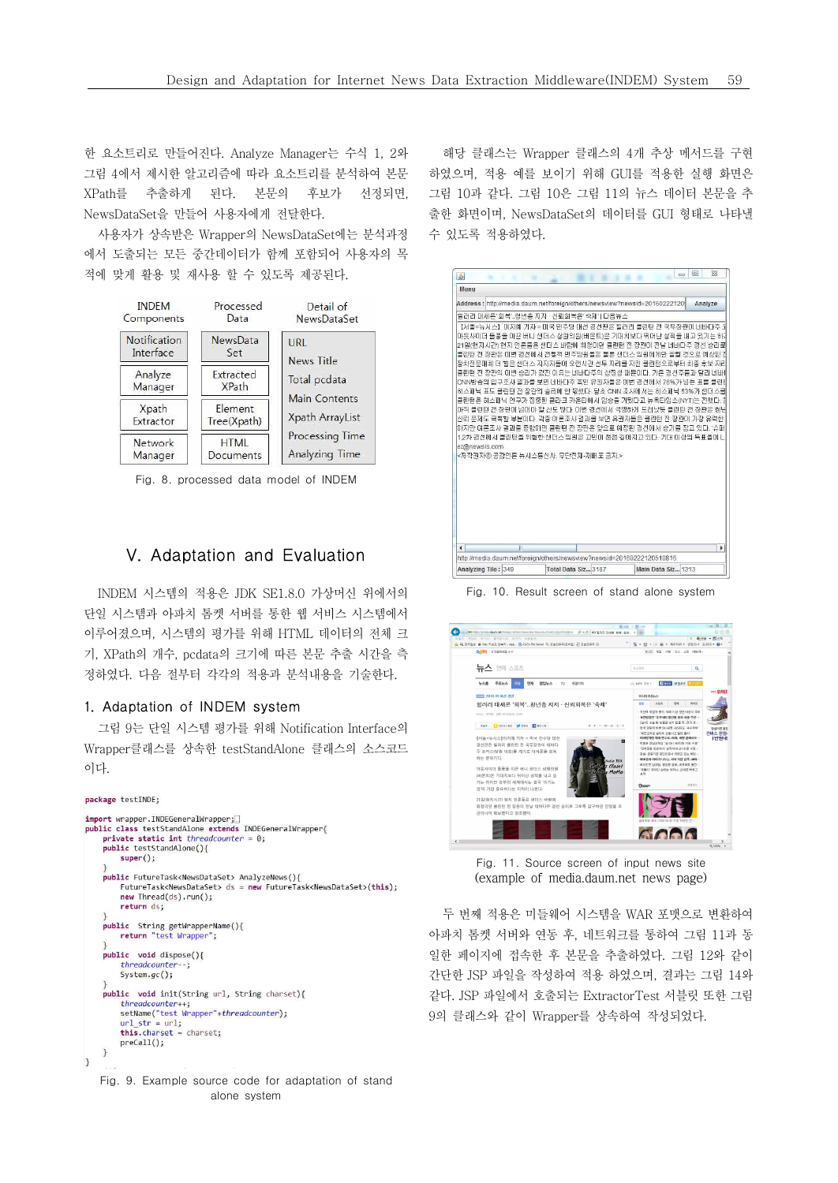한 요소트리로 만들어진다. Analyze Manager는 수식 1, 2와 그림 4에서 제시한 알고리즘에 따라 요소트리를 분석하여 본문 XPath를 추출하게 된다. 본문의 후보가 선정되면, NewsDataSet을 만들어 사용자에게 전달한다.

사용자가 상속받은 Wrapper의 NewsDataSet에는 분석과정에서 도출되는 모든 중간데이터가 함께 포함되어 사용자의 목적에 맞게 활용 및 재사용 할 수 있도록 제공된다.

| INDEM Components | Processed Data | Detail of NewsDataSet |
|---|---|---|
| Notification Interface | NewsData Set | URL |
| Analyze Manager | Extracted XPath | News Title |
| Xpath Extractor | Element Tree(Xpath) | Total pcdata |
| Network Manager | HTML Documents | Main Contents |
| | | Xpath ArrayList |
| | | Processing Time |
| | | Analyzing Time |

Fig. 8. processed data model of INDEM

## V. Adaptation and Evaluation

INDEM 시스템의 적용은 JDK SE1.8.0 가상머신 위에서의 단일 시스템과 아파치 톰캣 서버를 통한 웹 서비스 시스템에서 이루어졌으며, 시스템의 평가를 위해 HTML 데이터의 전체 크기, XPath의 개수, pcdata의 크기에 따른 본문 추출 시간을 측정하였다. 다음 절부터 각각의 적용과 분석내용을 기술한다.

### 1. Adaptation of INDEM system

그림 9는 단일 시스템 평가를 위해 Notification Interface의 Wrapper클래스를 상속한 testStandAlone 클래스의 소스코드 이다.

```
package testINDE;

import wrapper.INDEGeneralWrapper;□
public class testStandAlone extends INDEGeneralWrapper{
    private static int threadcounter = 0;
    public testStandAlone(){
        super();
    }
    public FutureTask<NewsDataSet> AnalyzeNews(){
        FutureTask<NewsDataSet> ds = new FutureTask<NewsDataSet>(this);
        new Thread(ds).run();
        return ds;
    }
    public  String getWrapperName(){
        return "test Wrapper";
    }
    public  void dispose(){
        threadcounter--;
        System.gc();
    }
    public  void init(String url, String charset){
        threadcounter++;
        setName("test Wrapper"+threadcounter);
        url_str = url;
        this.charset = charset;
        preCall();
    }
}
```

Fig. 9. Example source code for adaptation of stand alone system

해당 클래스는 Wrapper 클래스의 4개 추상 메서드를 구현하였으며, 적용 예를 보이기 위해 GUI를 적용한 실행 화면은 그림 10과 같다. 그림 10은 그림 11의 뉴스 데이터 본문을 추출한 화면이며, NewsDataSet의 데이터를 GUI 형태로 나타낼 수 있도록 적용하였다.

Fig. 10. Result screen of stand alone system

Fig. 11. Source screen of input news site (example of media.daum.net news page)

두 번째 적용은 미들웨어 시스템을 WAR 포맷으로 변환하여 아파치 톰캣 서버와 연동 후, 네트워크를 통하여 그림 11과 동일한 페이지에 접속한 후 본문을 추출하였다. 그림 12와 같이 간단한 JSP 파일을 작성하여 적용 하였으며, 결과는 그림 14와 같다. JSP 파일에서 호출되는 ExtractorTest 서블릿 또한 그림 9의 클래스와 같이 Wrapper를 상속하여 작성되었다.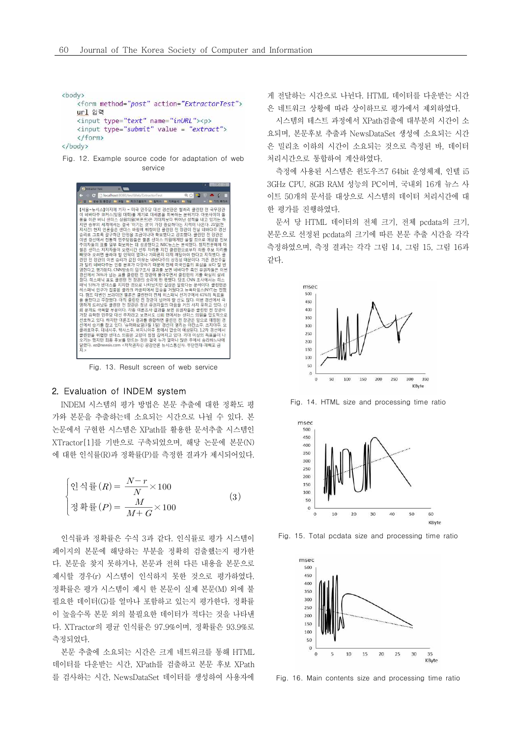```
<body>
    <form method="post" action="ExtractorTest">
    url 입력
    <input type="text" name="inURL"><p>
    <input type="submit" value = "extract">
    </form>
</body>
```

Fig. 12. Example source code for adaptation of web service

Fig. 13. Result screen of web service

## 2. Evaluation of INDEM system

INDEM 시스템의 평가 방법은 본문 추출에 대한 정확도 평가와 본문을 추출하는데 소요되는 시간으로 나눌 수 있다. 본 논문에서 구현한 시스템은 XPath를 활용한 문서추출 시스템인 XTractor[1]를 기반으로 구축되었으며, 해당 논문에 본문(N)에 대한 인식률(R)과 정확률(P)를 측정한 결과가 제시되어있다.

$$\begin{cases} 인식률(R) = \dfrac{N-r}{N} \times 100 \\ 정확률(P) = \dfrac{M}{M+G} \times 100 \end{cases} \tag{3}$$

인식률과 정확률은 수식 3과 같다. 인식률로 평가 시스템이 페이지의 본문에 해당하는 부분을 정확히 검출했는지 평가한다. 본문을 찾지 못하거나, 본문과 전혀 다른 내용을 본문으로 제시할 경우(r) 시스템이 인식하지 못한 것으로 평가하였다. 정확률은 평가 시스템이 제시 한 본문이 실제 본문(M) 외에 불필요한 데이터(G)를 얼마나 포함하고 있는지 평가한다. 정확률이 높을수록 본문 외의 불필요한 데이터가 적다는 것을 나타낸다. XTractor의 평균 인식률은 97.9%이며, 정확률은 93.9%로 측정되었다.

본문 추출에 소요되는 시간은 크게 네트워크를 통해 HTML 데이터를 다운받는 시간, XPath를 검출하고 본문 후보 XPath를 검사하는 시간, NewsDataSet 데이터를 생성하여 사용자에게 전달하는 시간으로 나뉜다. HTML 데이터를 다운받는 시간은 네트워크 상황에 따라 상이하므로 평가에서 제외하였다.

시스템의 테스트 과정에서 XPath검출에 대부분의 시간이 소요되며, 본문후보 추출과 NewsDataSet 생성에 소요되는 시간은 밀리초 이하의 시간이 소요되는 것으로 측정된 바, 데이터 처리시간으로 통합하여 계산하였다.

측정에 사용된 시스템은 윈도우즈7 64bit 운영체제, 인텔 i5 3GHz CPU, 8GB RAM 성능의 PC이며, 국내외 16개 뉴스 사이트 50개의 문서를 대상으로 시스템의 데이터 처리시간에 대한 평가를 진행하였다.

문서 당 HTML 데이터의 전체 크기, 전체 pcdata의 크기, 본문으로 선정된 pcdata의 크기에 따른 본문 추출 시간을 각각 측정하였으며, 측정 결과는 각각 그림 14, 그림 15, 그림 16과 같다.

Fig. 14. HTML size and processing time ratio

Fig. 15. Total pcdata size and processing time ratio

Fig. 16. Main contents size and processing time ratio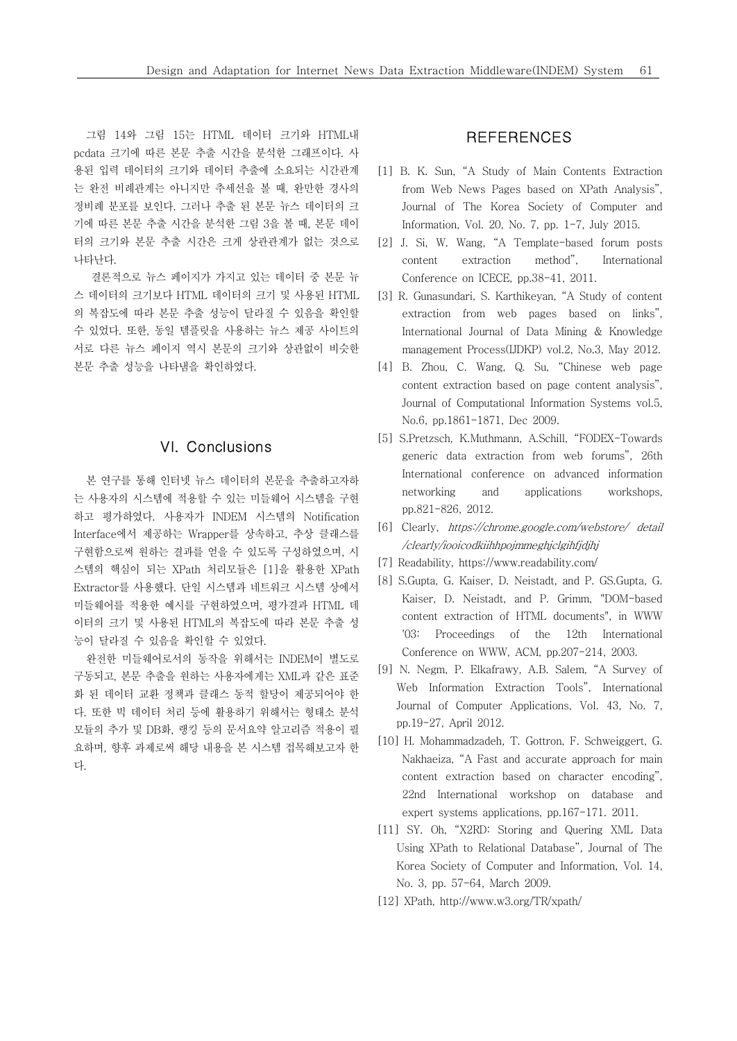그림 14와 그림 15는 HTML 데이터 크기와 HTML내 pcdata 크기에 따른 본문 추출 시간을 분석한 그래프이다. 사용된 입력 데이터의 크기와 데이터 추출에 소요되는 시간관계는 완전 비례관계는 아니지만 추세선을 볼 때, 완만한 경사의 정비례 분포를 보인다. 그러나 추출 된 본문 뉴스 데이터의 크기에 따른 본문 추출 시간을 분석한 그림 3을 볼 때, 본문 데이터의 크기와 본문 추출 시간은 크게 상관관계가 없는 것으로 나타난다.

결론적으로 뉴스 페이지가 가지고 있는 데이터 중 본문 뉴스 데이터의 크기보다 HTML 데이터의 크기 및 사용된 HTML의 복잡도에 따라 본문 추출 성능이 달라질 수 있음을 확인할 수 있었다. 또한, 동일 템플릿을 사용하는 뉴스 제공 사이트의 서로 다른 뉴스 페이지 역시 본문의 크기와 상관없이 비슷한 본문 추출 성능을 나타냄을 확인하였다.

## VI. Conclusions

본 연구를 통해 인터넷 뉴스 데이터의 본문을 추출하고자하는 사용자의 시스템에 적용할 수 있는 미들웨어 시스템을 구현하고 평가하였다. 사용자가 INDEM 시스템의 Notification Interface에서 제공하는 Wrapper를 상속하고, 추상 클래스를 구현함으로써 원하는 결과를 얻을 수 있도록 구성하였으며, 시스템의 핵심이 되는 XPath 처리모듈은 [1]을 활용한 XPath Extractor를 사용했다. 단일 시스템과 네트워크 시스템 상에서 미들웨어를 적용한 예시를 구현하였으며, 평가결과 HTML 데이터의 크기 및 사용된 HTML의 복잡도에 따라 본문 추출 성능이 달라질 수 있음을 확인할 수 있었다.

완전한 미들웨어로서의 동작을 위해서는 INDEM이 별도로 구동되고, 본문 추출을 원하는 사용자에게는 XML과 같은 표준화 된 데이터 교환 정책과 클래스 동적 할당이 제공되어야 한다. 또한 빅 데이터 처리 등에 활용하기 위해서는 형태소 분석 모듈의 추가 및 DB화, 랭킹 등의 문서요약 알고리즘 적용이 필요하며, 향후 과제로써 해당 내용을 본 시스템 접목해보고자 한다.

## REFERENCES

[1] B. K. Sun, "A Study of Main Contents Extraction from Web News Pages based on XPath Analysis", Journal of The Korea Society of Computer and Information, Vol. 20, No. 7, pp. 1-7, July 2015.

[2] J. Si, W. Wang, "A Template-based forum posts content extraction method", International Conference on ICECE, pp.38-41, 2011.

[3] R. Gunasundari, S. Karthikeyan, "A Study of content extraction from web pages based on links", International Journal of Data Mining & Knowledge management Process(IJDKP) vol.2, No.3, May 2012.

[4] B. Zhou, C. Wang, Q. Su, "Chinese web page content extraction based on page content analysis", Journal of Computational Information Systems vol.5, No.6, pp.1861-1871, Dec 2009.

[5] S.Pretzsch, K.Muthmann, A.Schill, "FODEX-Towards generic data extraction from web forums", 26th International conference on advanced information networking and applications workshops, pp.821-826, 2012.

[6] Clearly, *https://chrome.google.com/webstore/ detail /clearly/iooicodkiihhpojmmeghjclgihfjdjhj*

[7] Readability, https://www.readability.com/

[8] S.Gupta, G. Kaiser, D. Neistadt, and P. GS.Gupta, G. Kaiser, D. Neistadt, and P. Grimm, "DOM-based content extraction of HTML documents", in WWW '03: Proceedings of the 12th International Conference on WWW, ACM, pp.207-214, 2003.

[9] N. Negm, P. Elkafrawy, A.B. Salem, "A Survey of Web Information Extraction Tools", International Journal of Computer Applications, Vol. 43, No. 7, pp.19-27, April 2012.

[10] H. Mohammadzadeh, T. Gottron, F. Schweiggert, G. Nakhaeiza, "A Fast and accurate approach for main content extraction based on character encoding", 22nd International workshop on database and expert systems applications, pp.167-171. 2011.

[11] SY. Oh, "X2RD: Storing and Quering XML Data Using XPath to Relational Database", Journal of The Korea Society of Computer and Information, Vol. 14, No. 3, pp. 57-64, March 2009.

[12] XPath, http://www.w3.org/TR/xpath/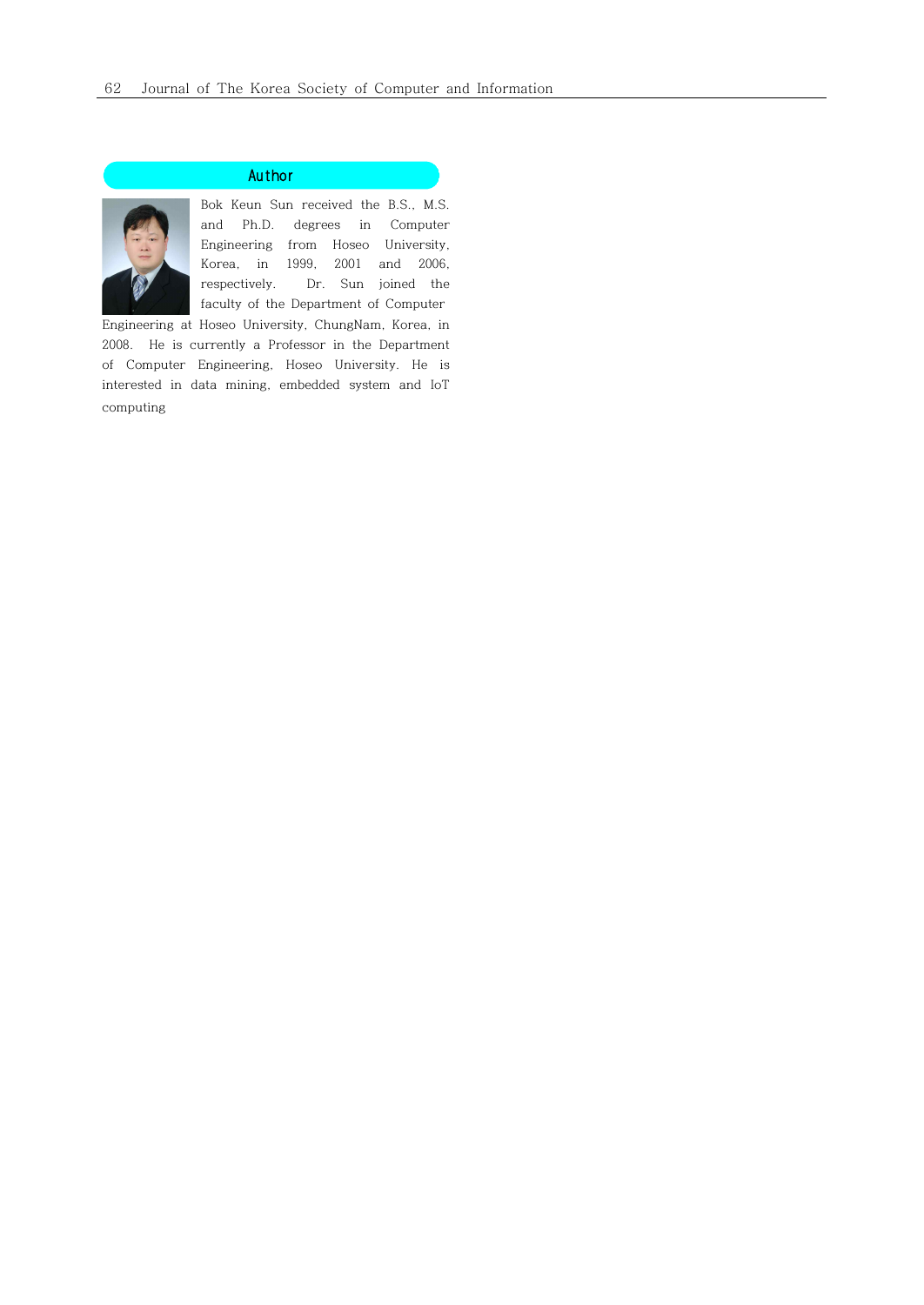## Author

Bok Keun Sun received the B.S., M.S. and Ph.D. degrees in Computer Engineering from Hoseo University, Korea, in 1999, 2001 and 2006, respectively. Dr. Sun joined the faculty of the Department of Computer Engineering at Hoseo University, ChungNam, Korea, in 2008. He is currently a Professor in the Department of Computer Engineering, Hoseo University. He is interested in data mining, embedded system and IoT computing